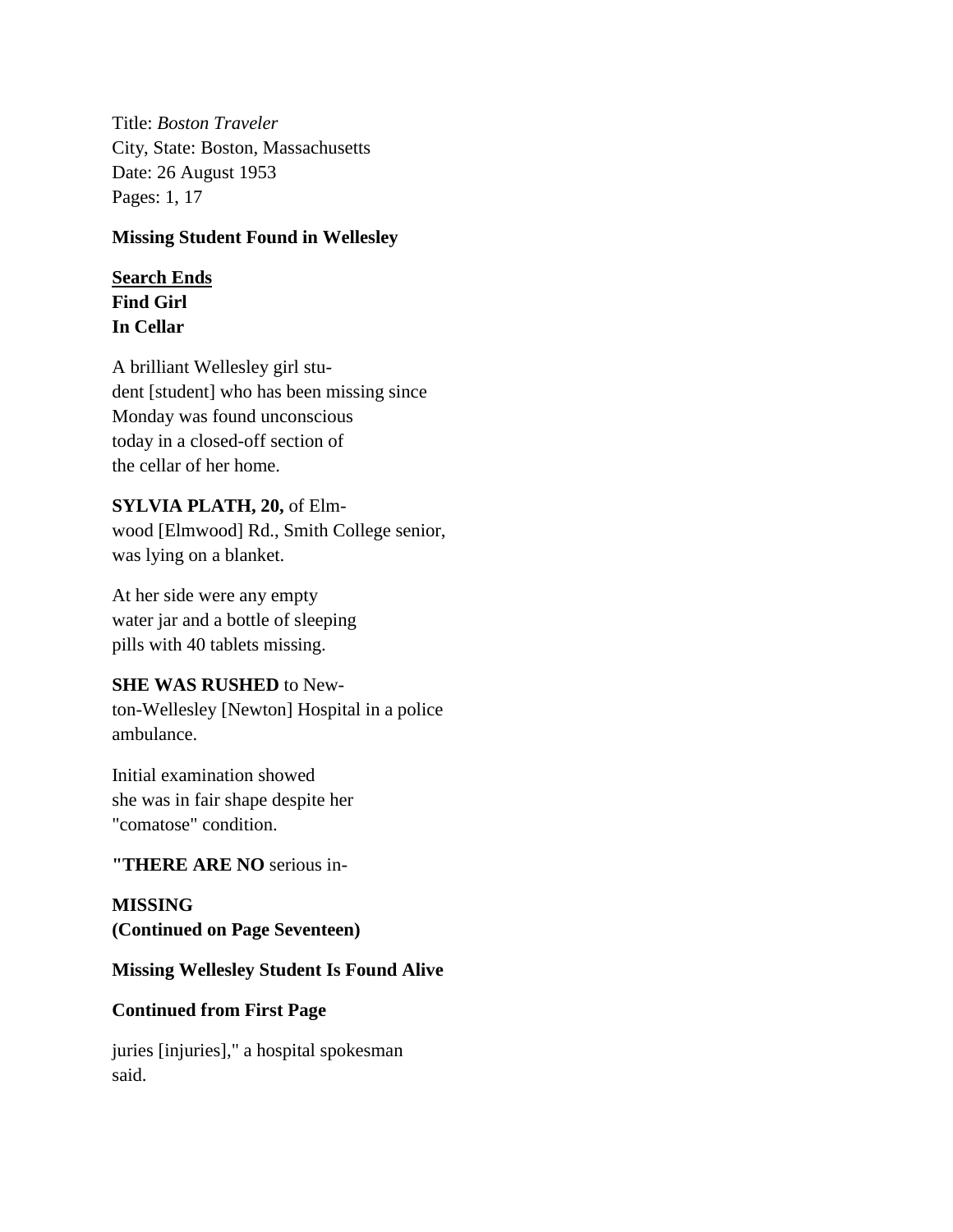Title: *Boston Traveler*
City, State: Boston, Massachusetts
Date: 26 August 1953
Pages: 1, 17

**Missing Student Found in Wellesley**

**Search Ends**
**Find Girl**
**In Cellar**

A brilliant Wellesley girl stu-
dent [student] who has been missing since
Monday was found unconscious
today in a closed-off section of
the cellar of her home.

**SYLVIA PLATH, 20,** of Elm-
wood [Elmwood] Rd., Smith College senior,
was lying on a blanket.

At her side were any empty
water jar and a bottle of sleeping
pills with 40 tablets missing.

**SHE WAS RUSHED** to New-
ton-Wellesley [Newton] Hospital in a police
ambulance.

Initial examination showed
she was in fair shape despite her
"comatose" condition.

**"THERE ARE NO** serious in-

**MISSING**
**(Continued on Page Seventeen)**

**Missing Wellesley Student Is Found Alive**

**Continued from First Page**

juries [injuries]," a hospital spokesman
said.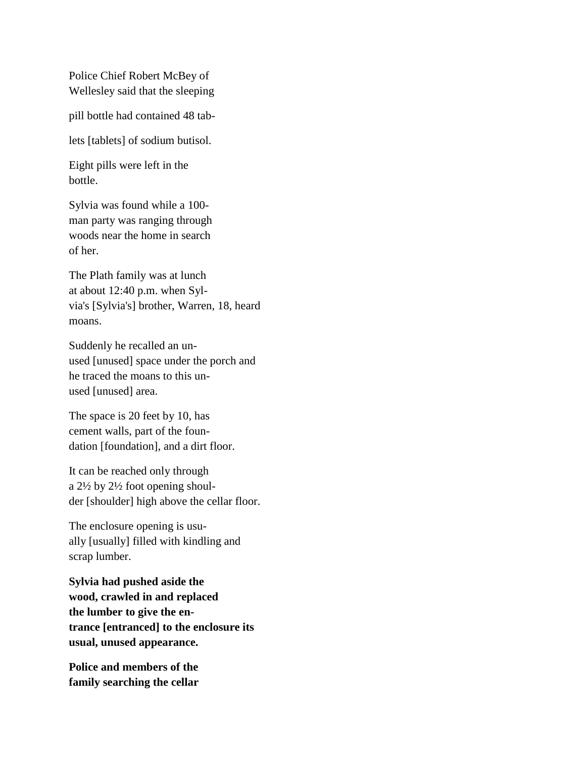Police Chief Robert McBey of
Wellesley said that the sleeping

pill bottle had contained 48 tab-

lets [tablets] of sodium butisol.

Eight pills were left in the
bottle.

Sylvia was found while a 100-
man party was ranging through
woods near the home in search
of her.

The Plath family was at lunch
at about 12:40 p.m. when Syl-
via's [Sylvia's] brother, Warren, 18, heard
moans.

Suddenly he recalled an un-
used [unused] space under the porch and
he traced the moans to this un-
used [unused] area.

The space is 20 feet by 10, has
cement walls, part of the foun-
dation [foundation], and a dirt floor.

It can be reached only through
a 2½ by 2½ foot opening shoul-
der [shoulder] high above the cellar floor.

The enclosure opening is usu-
ally [usually] filled with kindling and
scrap lumber.

**Sylvia had pushed aside the
wood, crawled in and replaced
the lumber to give the en-
trance [entranced] to the enclosure its
usual, unused appearance.**

**Police and members of the
family searching the cellar**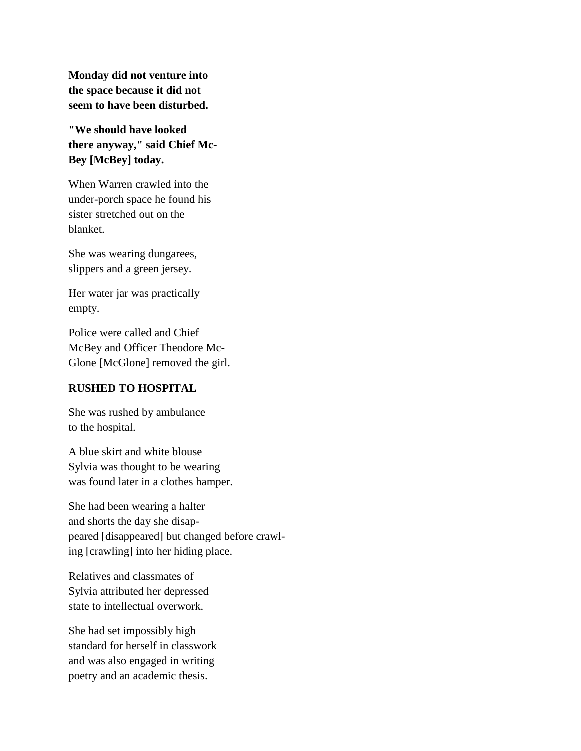**Monday did not venture into the space because it did not seem to have been disturbed.**

**"We should have looked there anyway," said Chief Mc-Bey [McBey] today.**

When Warren crawled into the under-porch space he found his sister stretched out on the blanket.

She was wearing dungarees, slippers and a green jersey.

Her water jar was practically empty.

Police were called and Chief McBey and Officer Theodore Mc-Glone [McGlone] removed the girl.

**RUSHED TO HOSPITAL**

She was rushed by ambulance to the hospital.

A blue skirt and white blouse Sylvia was thought to be wearing was found later in a clothes hamper.

She had been wearing a halter and shorts the day she disap-peared [disappeared] but changed before crawl-ing [crawling] into her hiding place.

Relatives and classmates of Sylvia attributed her depressed state to intellectual overwork.

She had set impossibly high standard for herself in classwork and was also engaged in writing poetry and an academic thesis.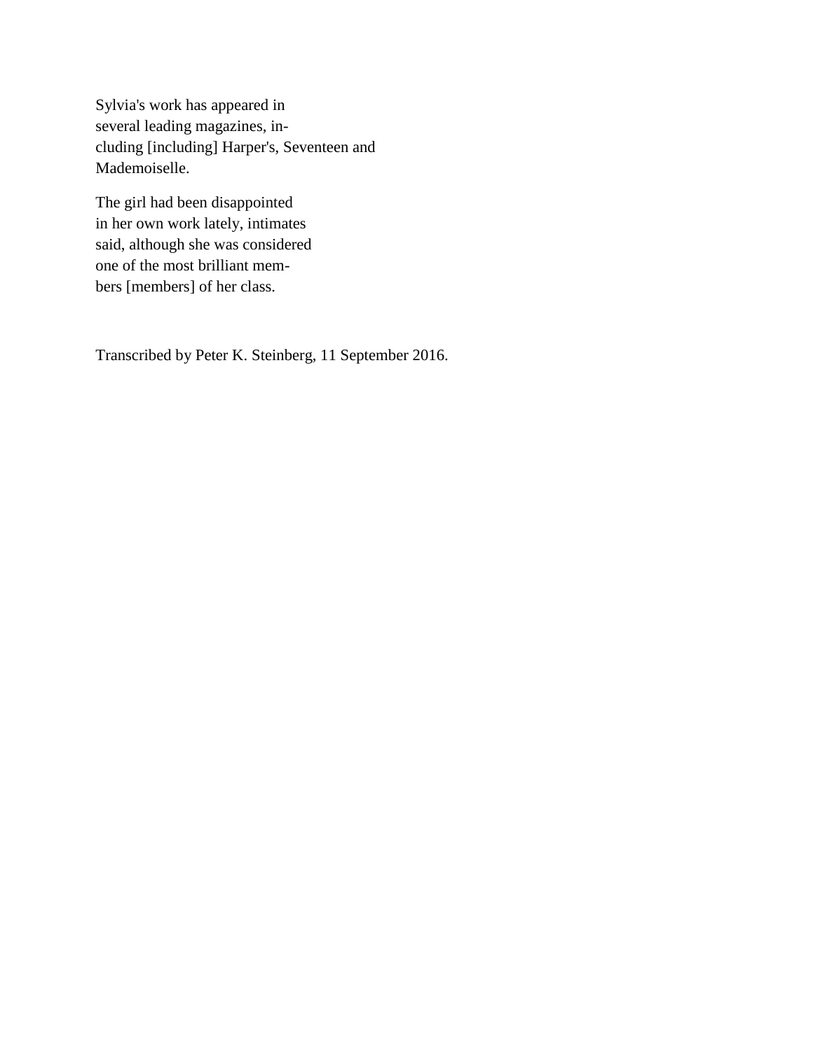Sylvia's work has appeared in
several leading magazines, in-
cluding [including] Harper's, Seventeen and
Mademoiselle.

The girl had been disappointed
in her own work lately, intimates
said, although she was considered
one of the most brilliant mem-
bers [members] of her class.

Transcribed by Peter K. Steinberg, 11 September 2016.